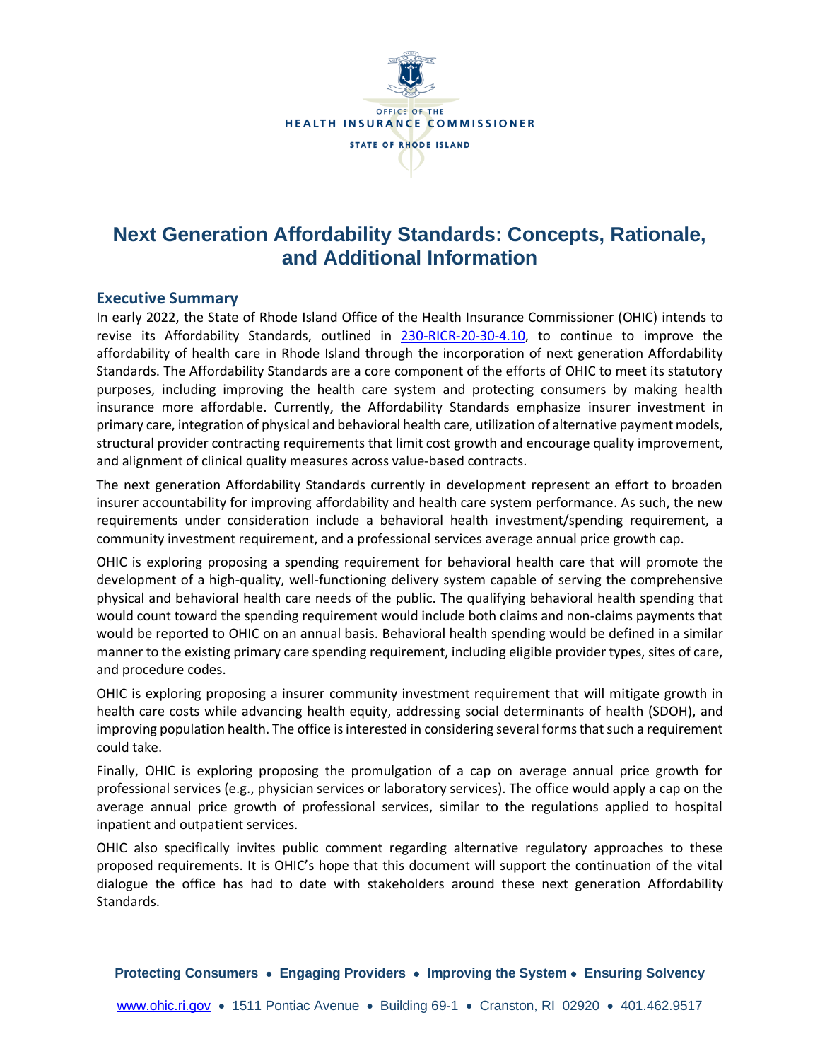OFFICE OF THE
HEALTH INSURANCE COMMISSIONER
STATE OF RHODE ISLAND

# Next Generation Affordability Standards: Concepts, Rationale, and Additional Information

## Executive Summary

In early 2022, the State of Rhode Island Office of the Health Insurance Commissioner (OHIC) intends to revise its Affordability Standards, outlined in 230-RICR-20-30-4.10, to continue to improve the affordability of health care in Rhode Island through the incorporation of next generation Affordability Standards. The Affordability Standards are a core component of the efforts of OHIC to meet its statutory purposes, including improving the health care system and protecting consumers by making health insurance more affordable. Currently, the Affordability Standards emphasize insurer investment in primary care, integration of physical and behavioral health care, utilization of alternative payment models, structural provider contracting requirements that limit cost growth and encourage quality improvement, and alignment of clinical quality measures across value-based contracts.

The next generation Affordability Standards currently in development represent an effort to broaden insurer accountability for improving affordability and health care system performance. As such, the new requirements under consideration include a behavioral health investment/spending requirement, a community investment requirement, and a professional services average annual price growth cap.

OHIC is exploring proposing a spending requirement for behavioral health care that will promote the development of a high-quality, well-functioning delivery system capable of serving the comprehensive physical and behavioral health care needs of the public. The qualifying behavioral health spending that would count toward the spending requirement would include both claims and non-claims payments that would be reported to OHIC on an annual basis. Behavioral health spending would be defined in a similar manner to the existing primary care spending requirement, including eligible provider types, sites of care, and procedure codes.

OHIC is exploring proposing a insurer community investment requirement that will mitigate growth in health care costs while advancing health equity, addressing social determinants of health (SDOH), and improving population health. The office is interested in considering several forms that such a requirement could take.

Finally, OHIC is exploring proposing the promulgation of a cap on average annual price growth for professional services (e.g., physician services or laboratory services). The office would apply a cap on the average annual price growth of professional services, similar to the regulations applied to hospital inpatient and outpatient services.

OHIC also specifically invites public comment regarding alternative regulatory approaches to these proposed requirements. It is OHIC's hope that this document will support the continuation of the vital dialogue the office has had to date with stakeholders around these next generation Affordability Standards.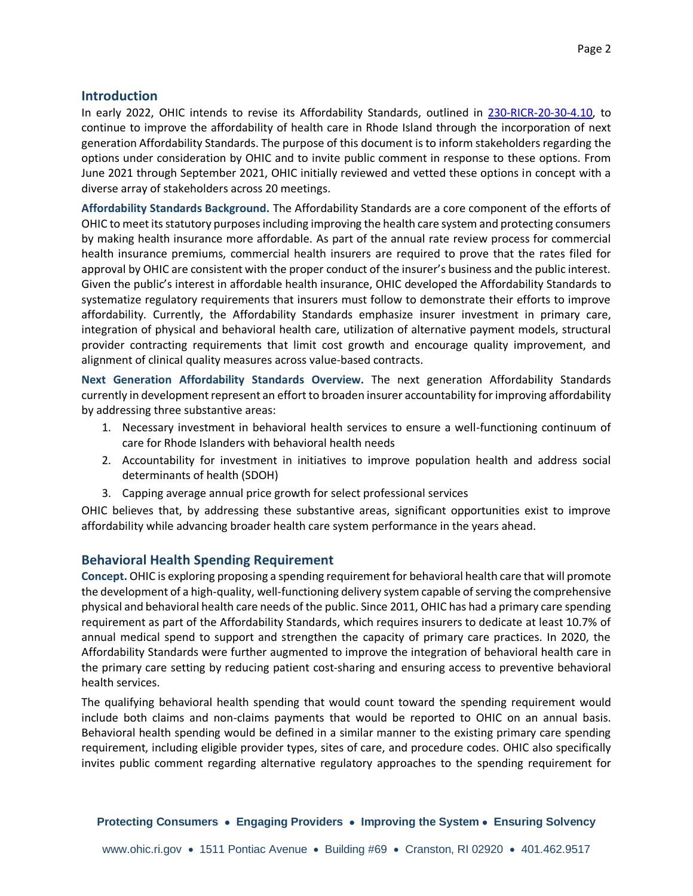## Introduction

In early 2022, OHIC intends to revise its Affordability Standards, outlined in [230-RICR-20-30-4.10](230-RICR-20-30-4.10), to continue to improve the affordability of health care in Rhode Island through the incorporation of next generation Affordability Standards. The purpose of this document is to inform stakeholders regarding the options under consideration by OHIC and to invite public comment in response to these options. From June 2021 through September 2021, OHIC initially reviewed and vetted these options in concept with a diverse array of stakeholders across 20 meetings.

**Affordability Standards Background.** The Affordability Standards are a core component of the efforts of OHIC to meet its statutory purposes including improving the health care system and protecting consumers by making health insurance more affordable. As part of the annual rate review process for commercial health insurance premiums, commercial health insurers are required to prove that the rates filed for approval by OHIC are consistent with the proper conduct of the insurer's business and the public interest. Given the public's interest in affordable health insurance, OHIC developed the Affordability Standards to systematize regulatory requirements that insurers must follow to demonstrate their efforts to improve affordability. Currently, the Affordability Standards emphasize insurer investment in primary care, integration of physical and behavioral health care, utilization of alternative payment models, structural provider contracting requirements that limit cost growth and encourage quality improvement, and alignment of clinical quality measures across value-based contracts.

**Next Generation Affordability Standards Overview.** The next generation Affordability Standards currently in development represent an effort to broaden insurer accountability for improving affordability by addressing three substantive areas:

1. Necessary investment in behavioral health services to ensure a well-functioning continuum of care for Rhode Islanders with behavioral health needs
2. Accountability for investment in initiatives to improve population health and address social determinants of health (SDOH)
3. Capping average annual price growth for select professional services

OHIC believes that, by addressing these substantive areas, significant opportunities exist to improve affordability while advancing broader health care system performance in the years ahead.

## Behavioral Health Spending Requirement

**Concept.** OHIC is exploring proposing a spending requirement for behavioral health care that will promote the development of a high-quality, well-functioning delivery system capable of serving the comprehensive physical and behavioral health care needs of the public. Since 2011, OHIC has had a primary care spending requirement as part of the Affordability Standards, which requires insurers to dedicate at least 10.7% of annual medical spend to support and strengthen the capacity of primary care practices. In 2020, the Affordability Standards were further augmented to improve the integration of behavioral health care in the primary care setting by reducing patient cost-sharing and ensuring access to preventive behavioral health services.

The qualifying behavioral health spending that would count toward the spending requirement would include both claims and non-claims payments that would be reported to OHIC on an annual basis. Behavioral health spending would be defined in a similar manner to the existing primary care spending requirement, including eligible provider types, sites of care, and procedure codes. OHIC also specifically invites public comment regarding alternative regulatory approaches to the spending requirement for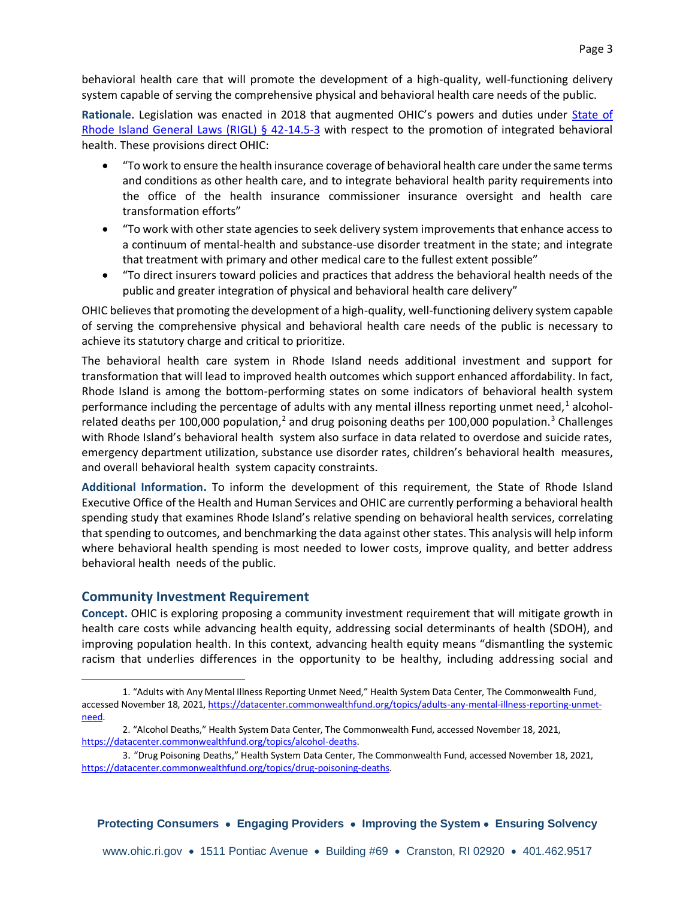behavioral health care that will promote the development of a high-quality, well-functioning delivery system capable of serving the comprehensive physical and behavioral health care needs of the public.

**Rationale.** Legislation was enacted in 2018 that augmented OHIC's powers and duties under [State of Rhode Island General Laws (RIGL) § 42-14.5-3](#) with respect to the promotion of integrated behavioral health. These provisions direct OHIC:

- "To work to ensure the health insurance coverage of behavioral health care under the same terms and conditions as other health care, and to integrate behavioral health parity requirements into the office of the health insurance commissioner insurance oversight and health care transformation efforts"
- "To work with other state agencies to seek delivery system improvements that enhance access to a continuum of mental-health and substance-use disorder treatment in the state; and integrate that treatment with primary and other medical care to the fullest extent possible"
- "To direct insurers toward policies and practices that address the behavioral health needs of the public and greater integration of physical and behavioral health care delivery"

OHIC believes that promoting the development of a high-quality, well-functioning delivery system capable of serving the comprehensive physical and behavioral health care needs of the public is necessary to achieve its statutory charge and critical to prioritize.

The behavioral health care system in Rhode Island needs additional investment and support for transformation that will lead to improved health outcomes which support enhanced affordability. In fact, Rhode Island is among the bottom-performing states on some indicators of behavioral health system performance including the percentage of adults with any mental illness reporting unmet need,[1] alcohol-related deaths per 100,000 population,[2] and drug poisoning deaths per 100,000 population.[3] Challenges with Rhode Island's behavioral health system also surface in data related to overdose and suicide rates, emergency department utilization, substance use disorder rates, children's behavioral health measures, and overall behavioral health system capacity constraints.

**Additional Information.** To inform the development of this requirement, the State of Rhode Island Executive Office of the Health and Human Services and OHIC are currently performing a behavioral health spending study that examines Rhode Island's relative spending on behavioral health services, correlating that spending to outcomes, and benchmarking the data against other states. This analysis will help inform where behavioral health spending is most needed to lower costs, improve quality, and better address behavioral health needs of the public.

## Community Investment Requirement

**Concept.** OHIC is exploring proposing a community investment requirement that will mitigate growth in health care costs while advancing health equity, addressing social determinants of health (SDOH), and improving population health. In this context, advancing health equity means "dismantling the systemic racism that underlies differences in the opportunity to be healthy, including addressing social and

---

1. "Adults with Any Mental Illness Reporting Unmet Need," Health System Data Center, The Commonwealth Fund, accessed November 18, 2021, https://datacenter.commonwealthfund.org/topics/adults-any-mental-illness-reporting-unmet-need.

2. "Alcohol Deaths," Health System Data Center, The Commonwealth Fund, accessed November 18, 2021, https://datacenter.commonwealthfund.org/topics/alcohol-deaths.

3. "Drug Poisoning Deaths," Health System Data Center, The Commonwealth Fund, accessed November 18, 2021, https://datacenter.commonwealthfund.org/topics/drug-poisoning-deaths.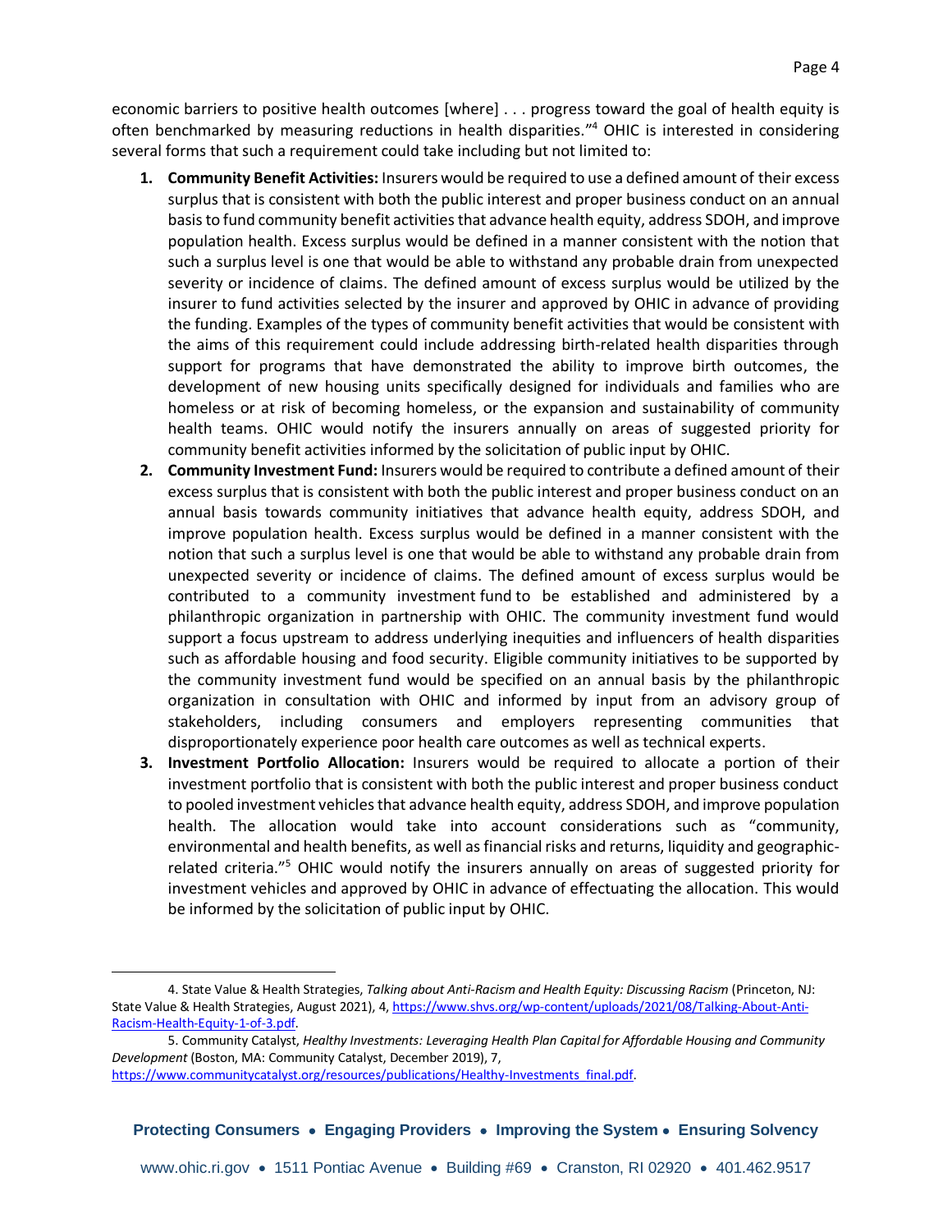economic barriers to positive health outcomes [where] . . . progress toward the goal of health equity is often benchmarked by measuring reductions in health disparities."[4] OHIC is interested in considering several forms that such a requirement could take including but not limited to:

1. **Community Benefit Activities:** Insurers would be required to use a defined amount of their excess surplus that is consistent with both the public interest and proper business conduct on an annual basis to fund community benefit activities that advance health equity, address SDOH, and improve population health. Excess surplus would be defined in a manner consistent with the notion that such a surplus level is one that would be able to withstand any probable drain from unexpected severity or incidence of claims. The defined amount of excess surplus would be utilized by the insurer to fund activities selected by the insurer and approved by OHIC in advance of providing the funding. Examples of the types of community benefit activities that would be consistent with the aims of this requirement could include addressing birth-related health disparities through support for programs that have demonstrated the ability to improve birth outcomes, the development of new housing units specifically designed for individuals and families who are homeless or at risk of becoming homeless, or the expansion and sustainability of community health teams. OHIC would notify the insurers annually on areas of suggested priority for community benefit activities informed by the solicitation of public input by OHIC.
2. **Community Investment Fund:** Insurers would be required to contribute a defined amount of their excess surplus that is consistent with both the public interest and proper business conduct on an annual basis towards community initiatives that advance health equity, address SDOH, and improve population health. Excess surplus would be defined in a manner consistent with the notion that such a surplus level is one that would be able to withstand any probable drain from unexpected severity or incidence of claims. The defined amount of excess surplus would be contributed to a community investment fund to be established and administered by a philanthropic organization in partnership with OHIC. The community investment fund would support a focus upstream to address underlying inequities and influencers of health disparities such as affordable housing and food security. Eligible community initiatives to be supported by the community investment fund would be specified on an annual basis by the philanthropic organization in consultation with OHIC and informed by input from an advisory group of stakeholders, including consumers and employers representing communities that disproportionately experience poor health care outcomes as well as technical experts.
3. **Investment Portfolio Allocation:** Insurers would be required to allocate a portion of their investment portfolio that is consistent with both the public interest and proper business conduct to pooled investment vehicles that advance health equity, address SDOH, and improve population health. The allocation would take into account considerations such as "community, environmental and health benefits, as well as financial risks and returns, liquidity and geographic-related criteria."[5] OHIC would notify the insurers annually on areas of suggested priority for investment vehicles and approved by OHIC in advance of effectuating the allocation. This would be informed by the solicitation of public input by OHIC.

---

4. State Value & Health Strategies, *Talking about Anti-Racism and Health Equity: Discussing Racism* (Princeton, NJ: State Value & Health Strategies, August 2021), 4, https://www.shvs.org/wp-content/uploads/2021/08/Talking-About-Anti-Racism-Health-Equity-1-of-3.pdf.

5. Community Catalyst, *Healthy Investments: Leveraging Health Plan Capital for Affordable Housing and Community Development* (Boston, MA: Community Catalyst, December 2019), 7, https://www.communitycatalyst.org/resources/publications/Healthy-Investments_final.pdf.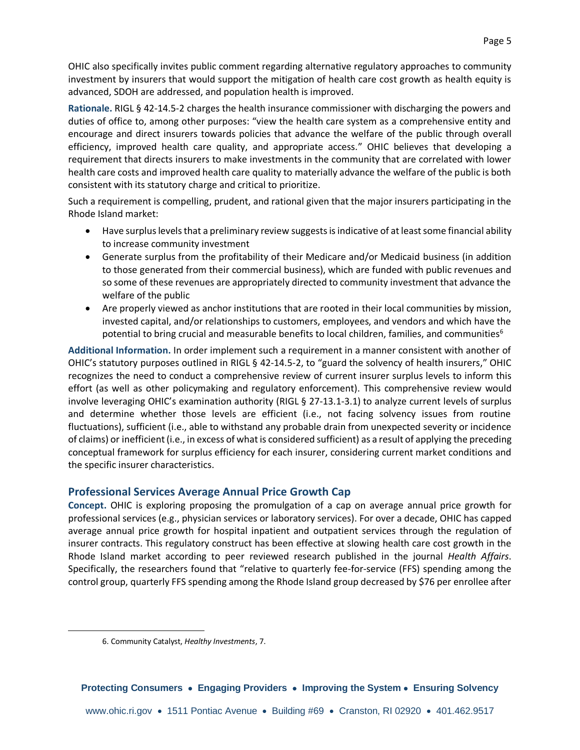OHIC also specifically invites public comment regarding alternative regulatory approaches to community investment by insurers that would support the mitigation of health care cost growth as health equity is advanced, SDOH are addressed, and population health is improved.

**Rationale.** RIGL § 42-14.5-2 charges the health insurance commissioner with discharging the powers and duties of office to, among other purposes: "view the health care system as a comprehensive entity and encourage and direct insurers towards policies that advance the welfare of the public through overall efficiency, improved health care quality, and appropriate access." OHIC believes that developing a requirement that directs insurers to make investments in the community that are correlated with lower health care costs and improved health care quality to materially advance the welfare of the public is both consistent with its statutory charge and critical to prioritize.

Such a requirement is compelling, prudent, and rational given that the major insurers participating in the Rhode Island market:

- Have surplus levels that a preliminary review suggests is indicative of at least some financial ability to increase community investment
- Generate surplus from the profitability of their Medicare and/or Medicaid business (in addition to those generated from their commercial business), which are funded with public revenues and so some of these revenues are appropriately directed to community investment that advance the welfare of the public
- Are properly viewed as anchor institutions that are rooted in their local communities by mission, invested capital, and/or relationships to customers, employees, and vendors and which have the potential to bring crucial and measurable benefits to local children, families, and communities[6]

**Additional Information.** In order implement such a requirement in a manner consistent with another of OHIC's statutory purposes outlined in RIGL § 42-14.5-2, to "guard the solvency of health insurers," OHIC recognizes the need to conduct a comprehensive review of current insurer surplus levels to inform this effort (as well as other policymaking and regulatory enforcement). This comprehensive review would involve leveraging OHIC's examination authority (RIGL § 27-13.1-3.1) to analyze current levels of surplus and determine whether those levels are efficient (i.e., not facing solvency issues from routine fluctuations), sufficient (i.e., able to withstand any probable drain from unexpected severity or incidence of claims) or inefficient (i.e., in excess of what is considered sufficient) as a result of applying the preceding conceptual framework for surplus efficiency for each insurer, considering current market conditions and the specific insurer characteristics.

## Professional Services Average Annual Price Growth Cap

**Concept.** OHIC is exploring proposing the promulgation of a cap on average annual price growth for professional services (e.g., physician services or laboratory services). For over a decade, OHIC has capped average annual price growth for hospital inpatient and outpatient services through the regulation of insurer contracts. This regulatory construct has been effective at slowing health care cost growth in the Rhode Island market according to peer reviewed research published in the journal *Health Affairs*. Specifically, the researchers found that "relative to quarterly fee-for-service (FFS) spending among the control group, quarterly FFS spending among the Rhode Island group decreased by $76 per enrollee after

6. Community Catalyst, *Healthy Investments*, 7.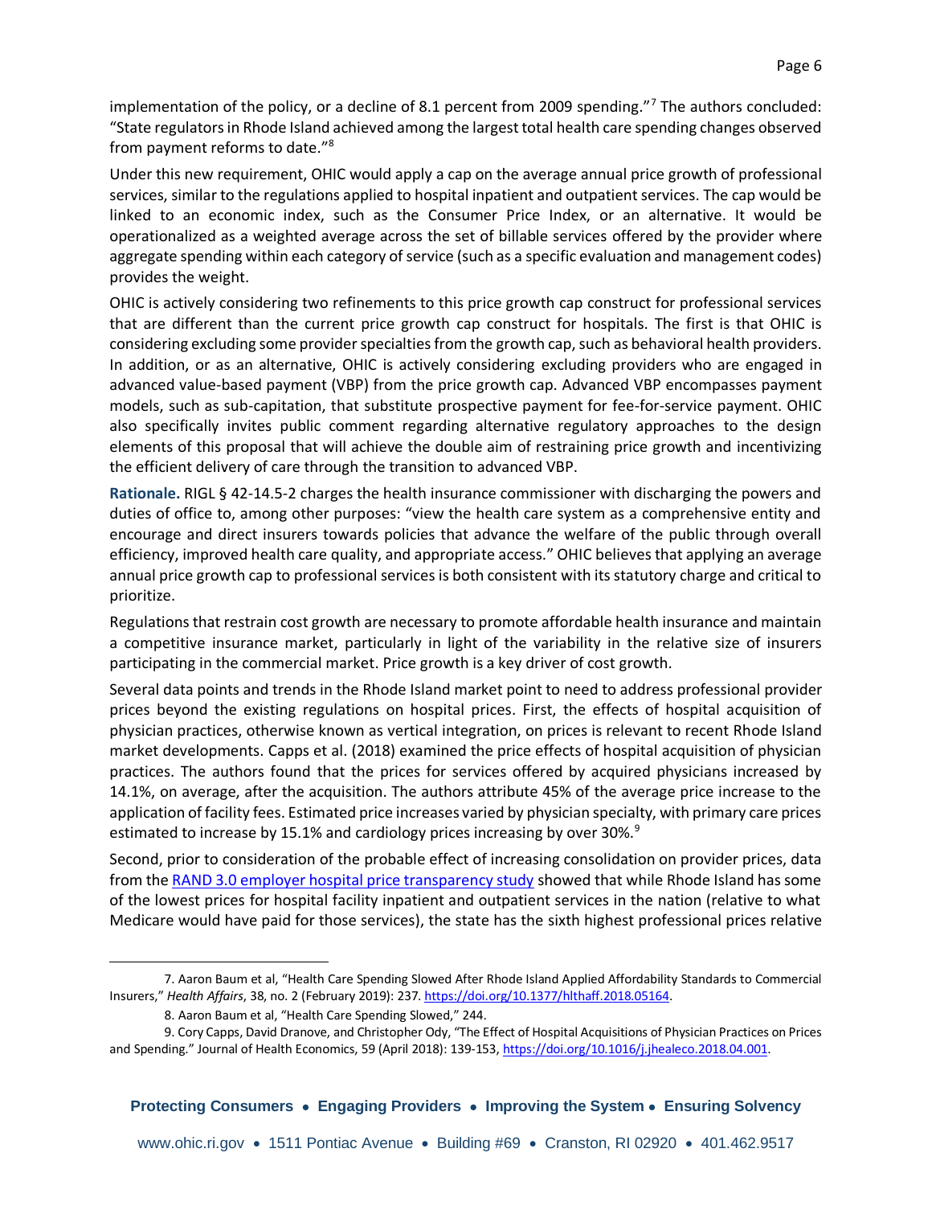implementation of the policy, or a decline of 8.1 percent from 2009 spending."[7] The authors concluded: "State regulators in Rhode Island achieved among the largest total health care spending changes observed from payment reforms to date."[8]

Under this new requirement, OHIC would apply a cap on the average annual price growth of professional services, similar to the regulations applied to hospital inpatient and outpatient services. The cap would be linked to an economic index, such as the Consumer Price Index, or an alternative. It would be operationalized as a weighted average across the set of billable services offered by the provider where aggregate spending within each category of service (such as a specific evaluation and management codes) provides the weight.

OHIC is actively considering two refinements to this price growth cap construct for professional services that are different than the current price growth cap construct for hospitals. The first is that OHIC is considering excluding some provider specialties from the growth cap, such as behavioral health providers. In addition, or as an alternative, OHIC is actively considering excluding providers who are engaged in advanced value-based payment (VBP) from the price growth cap. Advanced VBP encompasses payment models, such as sub-capitation, that substitute prospective payment for fee-for-service payment. OHIC also specifically invites public comment regarding alternative regulatory approaches to the design elements of this proposal that will achieve the double aim of restraining price growth and incentivizing the efficient delivery of care through the transition to advanced VBP.

**Rationale.** RIGL § 42-14.5-2 charges the health insurance commissioner with discharging the powers and duties of office to, among other purposes: "view the health care system as a comprehensive entity and encourage and direct insurers towards policies that advance the welfare of the public through overall efficiency, improved health care quality, and appropriate access." OHIC believes that applying an average annual price growth cap to professional services is both consistent with its statutory charge and critical to prioritize.

Regulations that restrain cost growth are necessary to promote affordable health insurance and maintain a competitive insurance market, particularly in light of the variability in the relative size of insurers participating in the commercial market. Price growth is a key driver of cost growth.

Several data points and trends in the Rhode Island market point to need to address professional provider prices beyond the existing regulations on hospital prices. First, the effects of hospital acquisition of physician practices, otherwise known as vertical integration, on prices is relevant to recent Rhode Island market developments. Capps et al. (2018) examined the price effects of hospital acquisition of physician practices. The authors found that the prices for services offered by acquired physicians increased by 14.1%, on average, after the acquisition. The authors attribute 45% of the average price increase to the application of facility fees. Estimated price increases varied by physician specialty, with primary care prices estimated to increase by 15.1% and cardiology prices increasing by over 30%.[9]

Second, prior to consideration of the probable effect of increasing consolidation on provider prices, data from the [RAND 3.0 employer hospital price transparency study] showed that while Rhode Island has some of the lowest prices for hospital facility inpatient and outpatient services in the nation (relative to what Medicare would have paid for those services), the state has the sixth highest professional prices relative

---

7. Aaron Baum et al, "Health Care Spending Slowed After Rhode Island Applied Affordability Standards to Commercial Insurers," *Health Affairs*, 38, no. 2 (February 2019): 237. https://doi.org/10.1377/hlthaff.2018.05164.

8. Aaron Baum et al, "Health Care Spending Slowed," 244.

9. Cory Capps, David Dranove, and Christopher Ody, "The Effect of Hospital Acquisitions of Physician Practices on Prices and Spending." Journal of Health Economics, 59 (April 2018): 139-153, https://doi.org/10.1016/j.jhealeco.2018.04.001.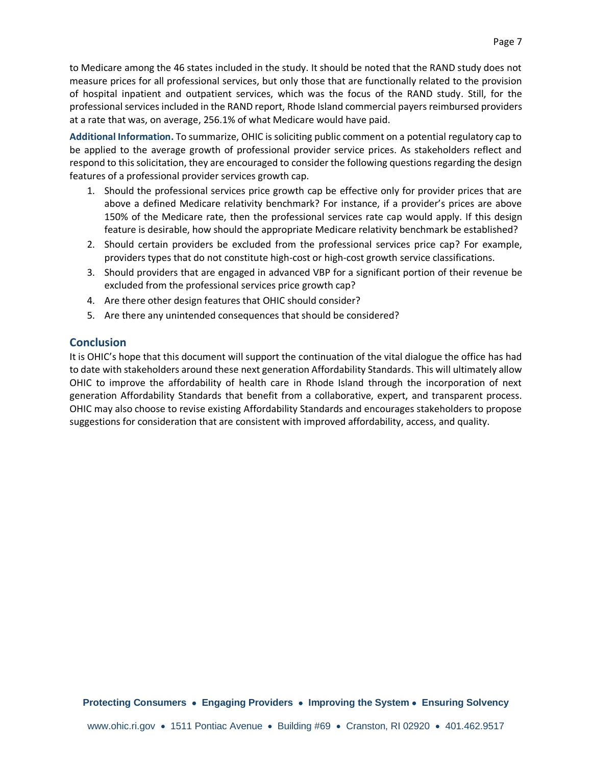to Medicare among the 46 states included in the study. It should be noted that the RAND study does not measure prices for all professional services, but only those that are functionally related to the provision of hospital inpatient and outpatient services, which was the focus of the RAND study. Still, for the professional services included in the RAND report, Rhode Island commercial payers reimbursed providers at a rate that was, on average, 256.1% of what Medicare would have paid.

**Additional Information.** To summarize, OHIC is soliciting public comment on a potential regulatory cap to be applied to the average growth of professional provider service prices. As stakeholders reflect and respond to this solicitation, they are encouraged to consider the following questions regarding the design features of a professional provider services growth cap.

1. Should the professional services price growth cap be effective only for provider prices that are above a defined Medicare relativity benchmark? For instance, if a provider's prices are above 150% of the Medicare rate, then the professional services rate cap would apply. If this design feature is desirable, how should the appropriate Medicare relativity benchmark be established?
2. Should certain providers be excluded from the professional services price cap? For example, providers types that do not constitute high-cost or high-cost growth service classifications.
3. Should providers that are engaged in advanced VBP for a significant portion of their revenue be excluded from the professional services price growth cap?
4. Are there other design features that OHIC should consider?
5. Are there any unintended consequences that should be considered?

## Conclusion

It is OHIC's hope that this document will support the continuation of the vital dialogue the office has had to date with stakeholders around these next generation Affordability Standards. This will ultimately allow OHIC to improve the affordability of health care in Rhode Island through the incorporation of next generation Affordability Standards that benefit from a collaborative, expert, and transparent process. OHIC may also choose to revise existing Affordability Standards and encourages stakeholders to propose suggestions for consideration that are consistent with improved affordability, access, and quality.